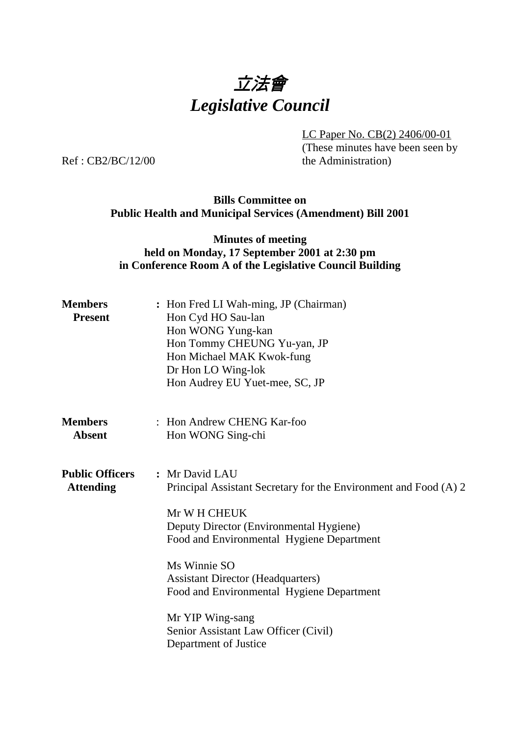# 立法會
# *Legislative Council*

LC Paper No. CB(2) 2406/00-01
(These minutes have been seen by the Administration)

Ref : CB2/BC/12/00

**Bills Committee on**
**Public Health and Municipal Services (Amendment) Bill 2001**

**Minutes of meeting**
**held on Monday, 17 September 2001 at 2:30 pm**
**in Conference Room A of the Legislative Council Building**

**Members Present** : Hon Fred LI Wah-ming, JP (Chairman)
Hon Cyd HO Sau-lan
Hon WONG Yung-kan
Hon Tommy CHEUNG Yu-yan, JP
Hon Michael MAK Kwok-fung
Dr Hon LO Wing-lok
Hon Audrey EU Yuet-mee, SC, JP

**Members Absent** : Hon Andrew CHENG Kar-foo
Hon WONG Sing-chi

**Public Officers Attending** : Mr David LAU
Principal Assistant Secretary for the Environment and Food (A) 2

Mr W H CHEUK
Deputy Director (Environmental Hygiene)
Food and Environmental Hygiene Department

Ms Winnie SO
Assistant Director (Headquarters)
Food and Environmental Hygiene Department

Mr YIP Wing-sang
Senior Assistant Law Officer (Civil)
Department of Justice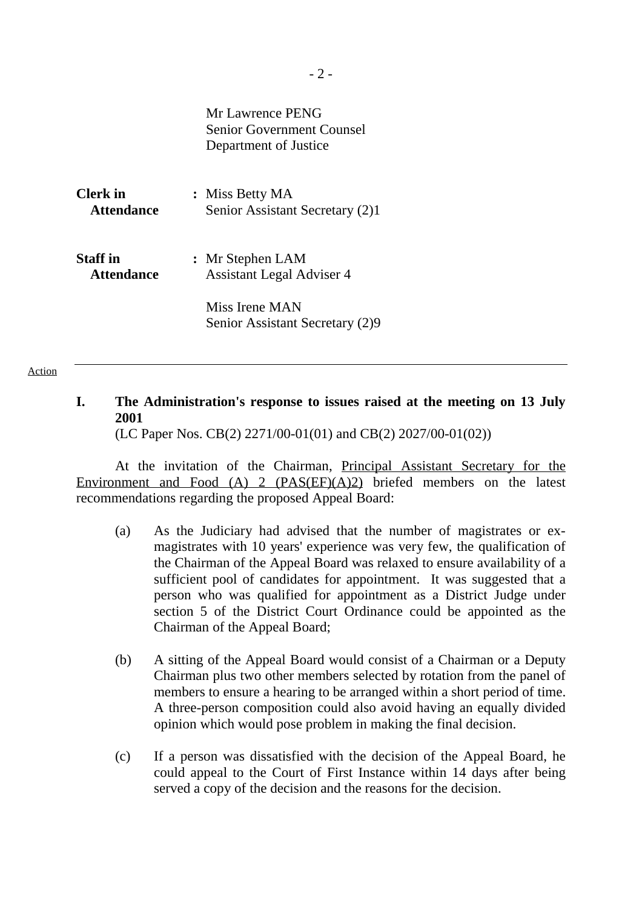Mr Lawrence PENG
Senior Government Counsel
Department of Justice

**Clerk in Attendance** : Miss Betty MA
Senior Assistant Secretary (2)1

**Staff in Attendance** : Mr Stephen LAM
Assistant Legal Adviser 4

Miss Irene MAN
Senior Assistant Secretary (2)9

Action

---

## I. The Administration's response to issues raised at the meeting on 13 July 2001

(LC Paper Nos. CB(2) 2271/00-01(01) and CB(2) 2027/00-01(02))

At the invitation of the Chairman, Principal Assistant Secretary for the Environment and Food (A) 2 (PAS(EF)(A)2) briefed members on the latest recommendations regarding the proposed Appeal Board:

(a) As the Judiciary had advised that the number of magistrates or ex-magistrates with 10 years' experience was very few, the qualification of the Chairman of the Appeal Board was relaxed to ensure availability of a sufficient pool of candidates for appointment. It was suggested that a person who was qualified for appointment as a District Judge under section 5 of the District Court Ordinance could be appointed as the Chairman of the Appeal Board;

(b) A sitting of the Appeal Board would consist of a Chairman or a Deputy Chairman plus two other members selected by rotation from the panel of members to ensure a hearing to be arranged within a short period of time. A three-person composition could also avoid having an equally divided opinion which would pose problem in making the final decision.

(c) If a person was dissatisfied with the decision of the Appeal Board, he could appeal to the Court of First Instance within 14 days after being served a copy of the decision and the reasons for the decision.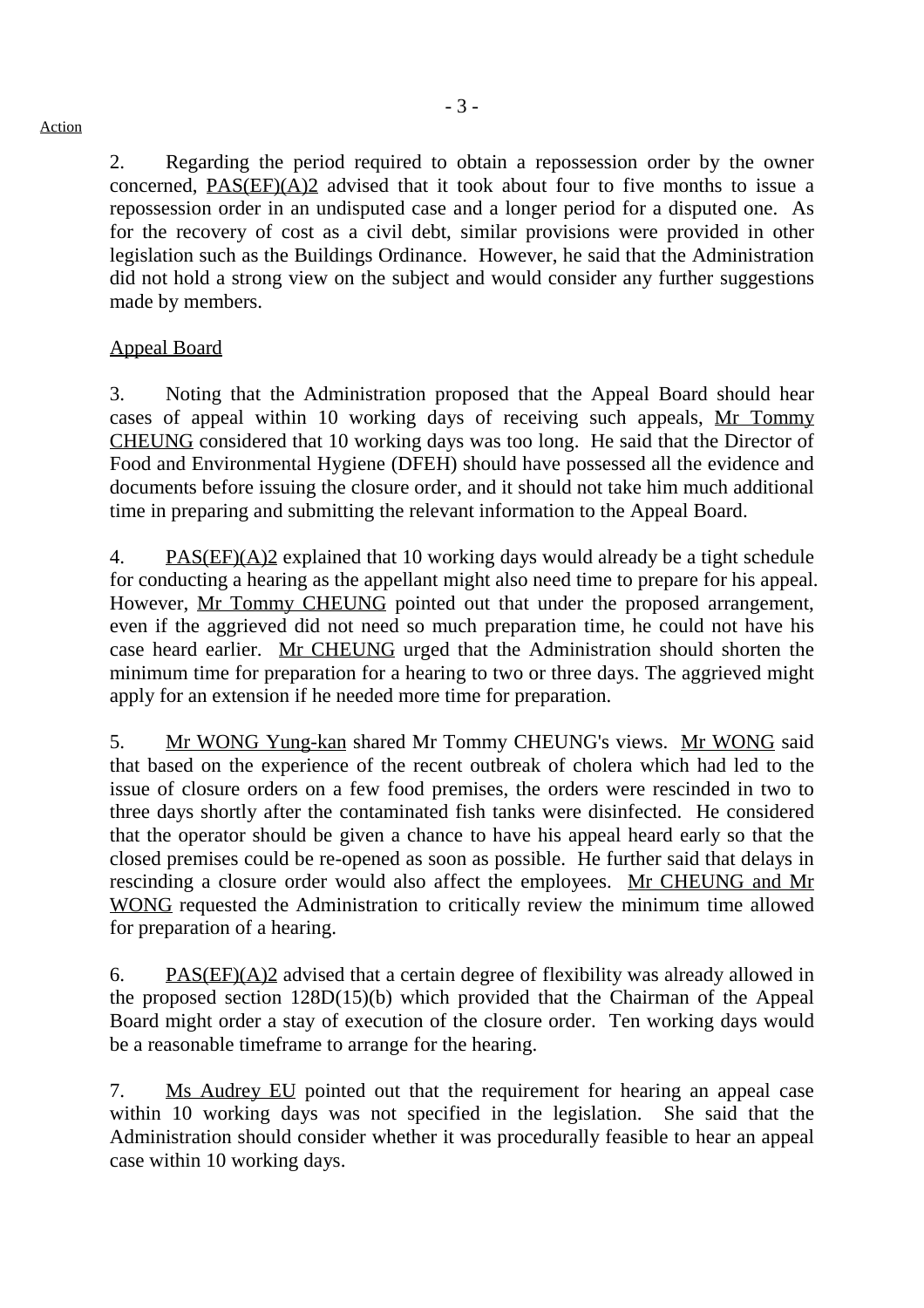Action

2. Regarding the period required to obtain a repossession order by the owner concerned, PAS(EF)(A)2 advised that it took about four to five months to issue a repossession order in an undisputed case and a longer period for a disputed one. As for the recovery of cost as a civil debt, similar provisions were provided in other legislation such as the Buildings Ordinance. However, he said that the Administration did not hold a strong view on the subject and would consider any further suggestions made by members.

Appeal Board

3. Noting that the Administration proposed that the Appeal Board should hear cases of appeal within 10 working days of receiving such appeals, Mr Tommy CHEUNG considered that 10 working days was too long. He said that the Director of Food and Environmental Hygiene (DFEH) should have possessed all the evidence and documents before issuing the closure order, and it should not take him much additional time in preparing and submitting the relevant information to the Appeal Board.

4. PAS(EF)(A)2 explained that 10 working days would already be a tight schedule for conducting a hearing as the appellant might also need time to prepare for his appeal. However, Mr Tommy CHEUNG pointed out that under the proposed arrangement, even if the aggrieved did not need so much preparation time, he could not have his case heard earlier. Mr CHEUNG urged that the Administration should shorten the minimum time for preparation for a hearing to two or three days. The aggrieved might apply for an extension if he needed more time for preparation.

5. Mr WONG Yung-kan shared Mr Tommy CHEUNG's views. Mr WONG said that based on the experience of the recent outbreak of cholera which had led to the issue of closure orders on a few food premises, the orders were rescinded in two to three days shortly after the contaminated fish tanks were disinfected. He considered that the operator should be given a chance to have his appeal heard early so that the closed premises could be re-opened as soon as possible. He further said that delays in rescinding a closure order would also affect the employees. Mr CHEUNG and Mr WONG requested the Administration to critically review the minimum time allowed for preparation of a hearing.

6. PAS(EF)(A)2 advised that a certain degree of flexibility was already allowed in the proposed section 128D(15)(b) which provided that the Chairman of the Appeal Board might order a stay of execution of the closure order. Ten working days would be a reasonable timeframe to arrange for the hearing.

7. Ms Audrey EU pointed out that the requirement for hearing an appeal case within 10 working days was not specified in the legislation. She said that the Administration should consider whether it was procedurally feasible to hear an appeal case within 10 working days.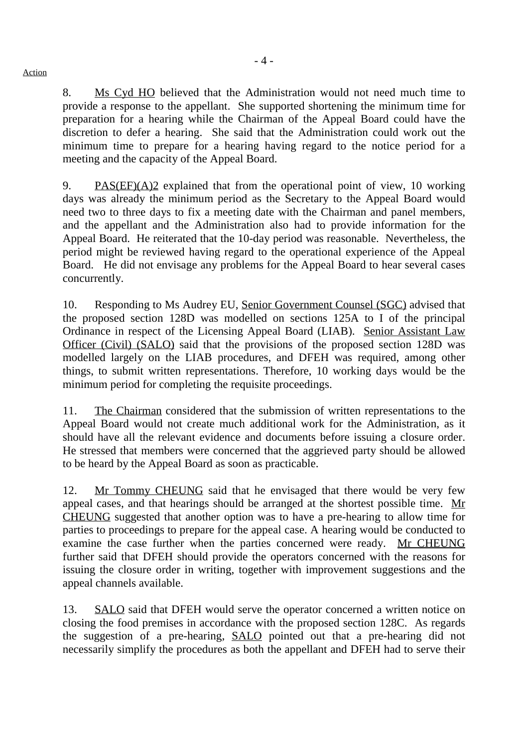Action

8. Ms Cyd HO believed that the Administration would not need much time to provide a response to the appellant. She supported shortening the minimum time for preparation for a hearing while the Chairman of the Appeal Board could have the discretion to defer a hearing. She said that the Administration could work out the minimum time to prepare for a hearing having regard to the notice period for a meeting and the capacity of the Appeal Board.

9. PAS(EF)(A)2 explained that from the operational point of view, 10 working days was already the minimum period as the Secretary to the Appeal Board would need two to three days to fix a meeting date with the Chairman and panel members, and the appellant and the Administration also had to provide information for the Appeal Board. He reiterated that the 10-day period was reasonable. Nevertheless, the period might be reviewed having regard to the operational experience of the Appeal Board. He did not envisage any problems for the Appeal Board to hear several cases concurrently.

10. Responding to Ms Audrey EU, Senior Government Counsel (SGC) advised that the proposed section 128D was modelled on sections 125A to I of the principal Ordinance in respect of the Licensing Appeal Board (LIAB). Senior Assistant Law Officer (Civil) (SALO) said that the provisions of the proposed section 128D was modelled largely on the LIAB procedures, and DFEH was required, among other things, to submit written representations. Therefore, 10 working days would be the minimum period for completing the requisite proceedings.

11. The Chairman considered that the submission of written representations to the Appeal Board would not create much additional work for the Administration, as it should have all the relevant evidence and documents before issuing a closure order. He stressed that members were concerned that the aggrieved party should be allowed to be heard by the Appeal Board as soon as practicable.

12. Mr Tommy CHEUNG said that he envisaged that there would be very few appeal cases, and that hearings should be arranged at the shortest possible time. Mr CHEUNG suggested that another option was to have a pre-hearing to allow time for parties to proceedings to prepare for the appeal case. A hearing would be conducted to examine the case further when the parties concerned were ready. Mr CHEUNG further said that DFEH should provide the operators concerned with the reasons for issuing the closure order in writing, together with improvement suggestions and the appeal channels available.

13. SALO said that DFEH would serve the operator concerned a written notice on closing the food premises in accordance with the proposed section 128C. As regards the suggestion of a pre-hearing, SALO pointed out that a pre-hearing did not necessarily simplify the procedures as both the appellant and DFEH had to serve their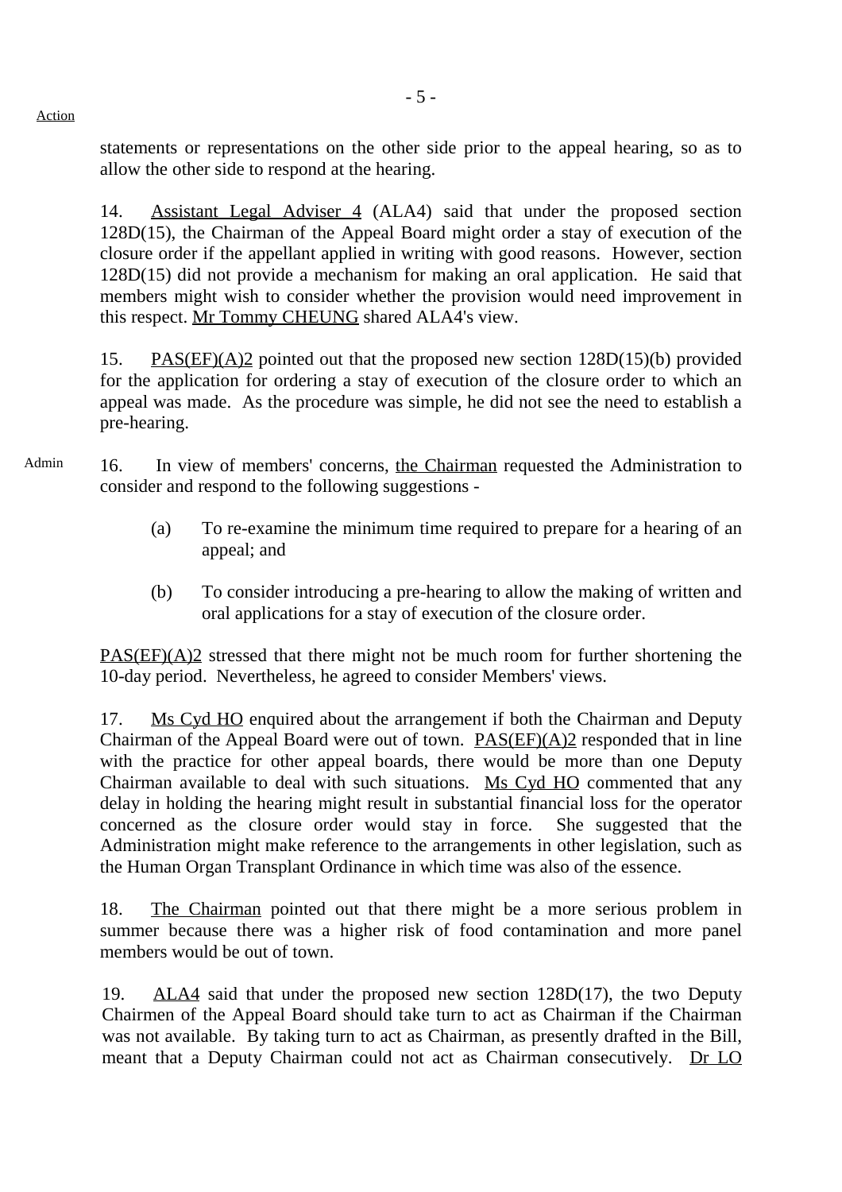Action

statements or representations on the other side prior to the appeal hearing, so as to allow the other side to respond at the hearing.

14. Assistant Legal Adviser 4 (ALA4) said that under the proposed section 128D(15), the Chairman of the Appeal Board might order a stay of execution of the closure order if the appellant applied in writing with good reasons. However, section 128D(15) did not provide a mechanism for making an oral application. He said that members might wish to consider whether the provision would need improvement in this respect. Mr Tommy CHEUNG shared ALA4's view.

15. PAS(EF)(A)2 pointed out that the proposed new section 128D(15)(b) provided for the application for ordering a stay of execution of the closure order to which an appeal was made. As the procedure was simple, he did not see the need to establish a pre-hearing.

Admin

16. In view of members' concerns, the Chairman requested the Administration to consider and respond to the following suggestions -

(a) To re-examine the minimum time required to prepare for a hearing of an appeal; and

(b) To consider introducing a pre-hearing to allow the making of written and oral applications for a stay of execution of the closure order.

PAS(EF)(A)2 stressed that there might not be much room for further shortening the 10-day period. Nevertheless, he agreed to consider Members' views.

17. Ms Cyd HO enquired about the arrangement if both the Chairman and Deputy Chairman of the Appeal Board were out of town. PAS(EF)(A)2 responded that in line with the practice for other appeal boards, there would be more than one Deputy Chairman available to deal with such situations. Ms Cyd HO commented that any delay in holding the hearing might result in substantial financial loss for the operator concerned as the closure order would stay in force. She suggested that the Administration might make reference to the arrangements in other legislation, such as the Human Organ Transplant Ordinance in which time was also of the essence.

18. The Chairman pointed out that there might be a more serious problem in summer because there was a higher risk of food contamination and more panel members would be out of town.

19. ALA4 said that under the proposed new section 128D(17), the two Deputy Chairmen of the Appeal Board should take turn to act as Chairman if the Chairman was not available. By taking turn to act as Chairman, as presently drafted in the Bill, meant that a Deputy Chairman could not act as Chairman consecutively. Dr LO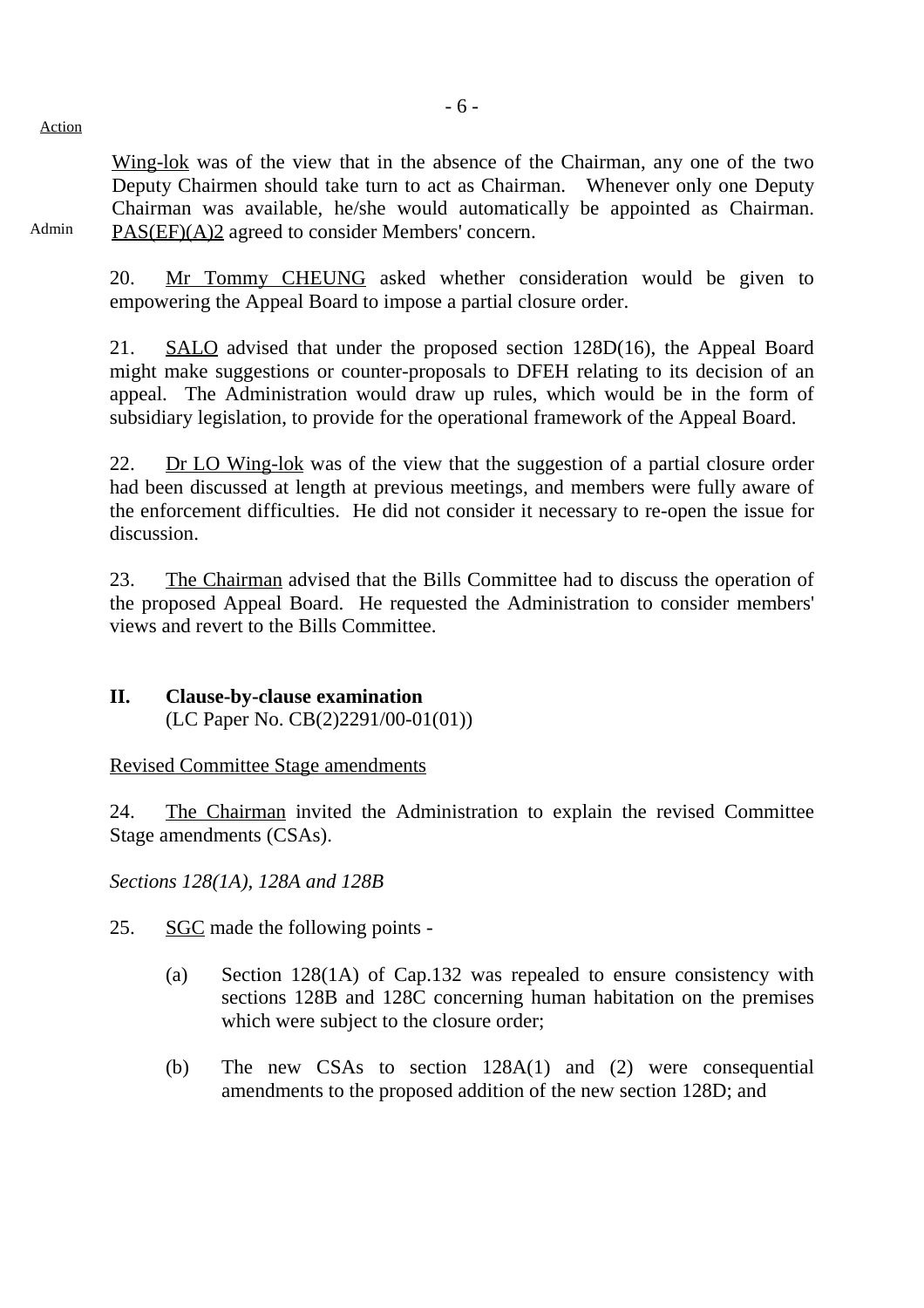Action

Wing-lok was of the view that in the absence of the Chairman, any one of the two Deputy Chairmen should take turn to act as Chairman. Whenever only one Deputy Chairman was available, he/she would automatically be appointed as Chairman. PAS(EF)(A)2 agreed to consider Members' concern.

Admin

20. Mr Tommy CHEUNG asked whether consideration would be given to empowering the Appeal Board to impose a partial closure order.

21. SALO advised that under the proposed section 128D(16), the Appeal Board might make suggestions or counter-proposals to DFEH relating to its decision of an appeal. The Administration would draw up rules, which would be in the form of subsidiary legislation, to provide for the operational framework of the Appeal Board.

22. Dr LO Wing-lok was of the view that the suggestion of a partial closure order had been discussed at length at previous meetings, and members were fully aware of the enforcement difficulties. He did not consider it necessary to re-open the issue for discussion.

23. The Chairman advised that the Bills Committee had to discuss the operation of the proposed Appeal Board. He requested the Administration to consider members' views and revert to the Bills Committee.

## II. Clause-by-clause examination

(LC Paper No. CB(2)2291/00-01(01))

Revised Committee Stage amendments

24. The Chairman invited the Administration to explain the revised Committee Stage amendments (CSAs).

*Sections 128(1A), 128A and 128B*

25. SGC made the following points -

(a) Section 128(1A) of Cap.132 was repealed to ensure consistency with sections 128B and 128C concerning human habitation on the premises which were subject to the closure order;

(b) The new CSAs to section 128A(1) and (2) were consequential amendments to the proposed addition of the new section 128D; and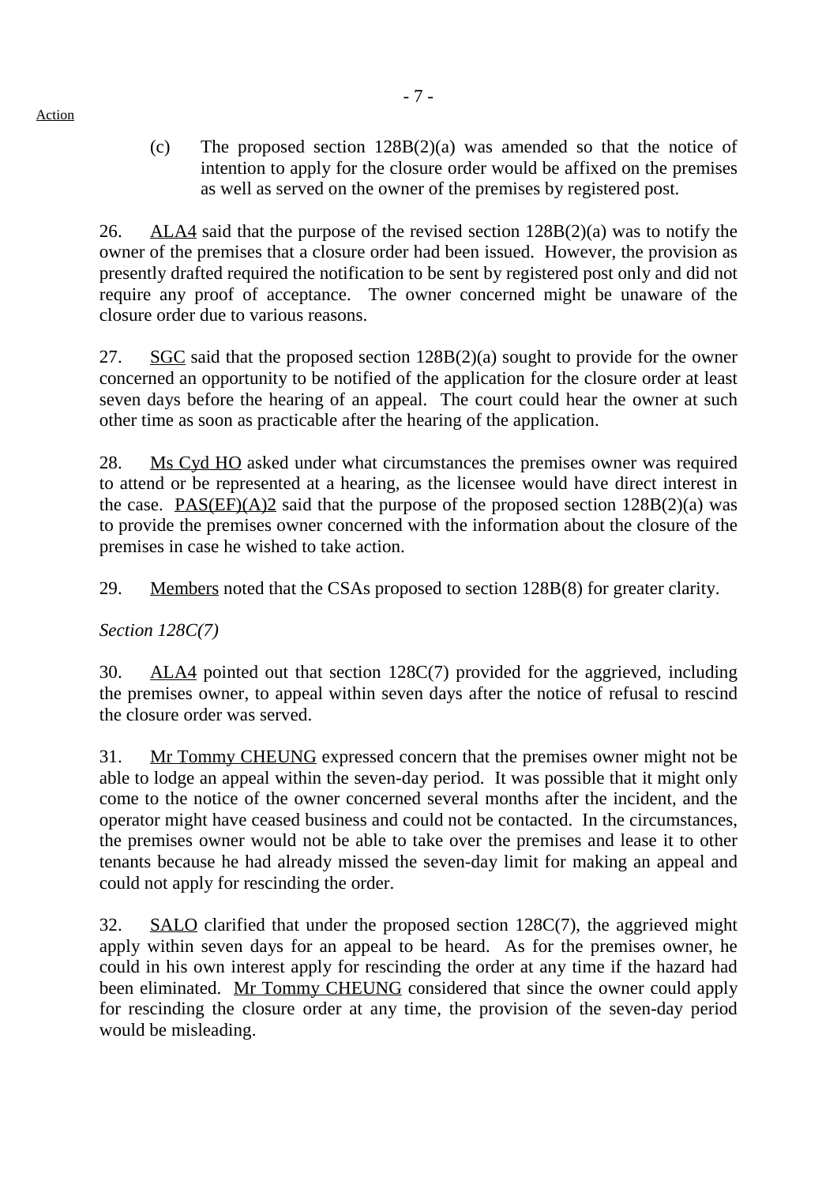Action

(c) The proposed section 128B(2)(a) was amended so that the notice of intention to apply for the closure order would be affixed on the premises as well as served on the owner of the premises by registered post.

26. ALA4 said that the purpose of the revised section 128B(2)(a) was to notify the owner of the premises that a closure order had been issued. However, the provision as presently drafted required the notification to be sent by registered post only and did not require any proof of acceptance. The owner concerned might be unaware of the closure order due to various reasons.

27. SGC said that the proposed section 128B(2)(a) sought to provide for the owner concerned an opportunity to be notified of the application for the closure order at least seven days before the hearing of an appeal. The court could hear the owner at such other time as soon as practicable after the hearing of the application.

28. Ms Cyd HO asked under what circumstances the premises owner was required to attend or be represented at a hearing, as the licensee would have direct interest in the case. PAS(EF)(A)2 said that the purpose of the proposed section 128B(2)(a) was to provide the premises owner concerned with the information about the closure of the premises in case he wished to take action.

29. Members noted that the CSAs proposed to section 128B(8) for greater clarity.

*Section 128C(7)*

30. ALA4 pointed out that section 128C(7) provided for the aggrieved, including the premises owner, to appeal within seven days after the notice of refusal to rescind the closure order was served.

31. Mr Tommy CHEUNG expressed concern that the premises owner might not be able to lodge an appeal within the seven-day period. It was possible that it might only come to the notice of the owner concerned several months after the incident, and the operator might have ceased business and could not be contacted. In the circumstances, the premises owner would not be able to take over the premises and lease it to other tenants because he had already missed the seven-day limit for making an appeal and could not apply for rescinding the order.

32. SALO clarified that under the proposed section 128C(7), the aggrieved might apply within seven days for an appeal to be heard. As for the premises owner, he could in his own interest apply for rescinding the order at any time if the hazard had been eliminated. Mr Tommy CHEUNG considered that since the owner could apply for rescinding the closure order at any time, the provision of the seven-day period would be misleading.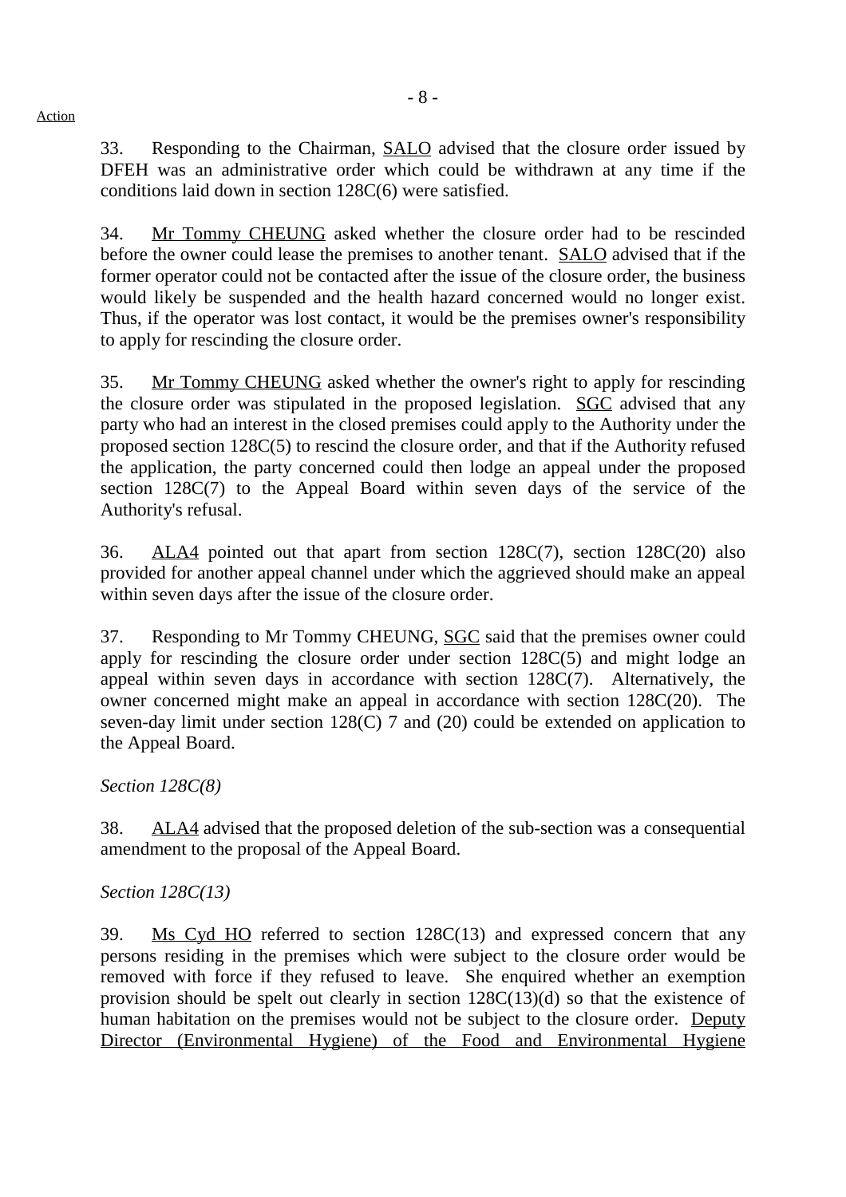Action

33. Responding to the Chairman, SALO advised that the closure order issued by DFEH was an administrative order which could be withdrawn at any time if the conditions laid down in section 128C(6) were satisfied.

34. Mr Tommy CHEUNG asked whether the closure order had to be rescinded before the owner could lease the premises to another tenant. SALO advised that if the former operator could not be contacted after the issue of the closure order, the business would likely be suspended and the health hazard concerned would no longer exist. Thus, if the operator was lost contact, it would be the premises owner's responsibility to apply for rescinding the closure order.

35. Mr Tommy CHEUNG asked whether the owner's right to apply for rescinding the closure order was stipulated in the proposed legislation. SGC advised that any party who had an interest in the closed premises could apply to the Authority under the proposed section 128C(5) to rescind the closure order, and that if the Authority refused the application, the party concerned could then lodge an appeal under the proposed section 128C(7) to the Appeal Board within seven days of the service of the Authority's refusal.

36. ALA4 pointed out that apart from section 128C(7), section 128C(20) also provided for another appeal channel under which the aggrieved should make an appeal within seven days after the issue of the closure order.

37. Responding to Mr Tommy CHEUNG, SGC said that the premises owner could apply for rescinding the closure order under section 128C(5) and might lodge an appeal within seven days in accordance with section 128C(7). Alternatively, the owner concerned might make an appeal in accordance with section 128C(20). The seven-day limit under section 128(C) 7 and (20) could be extended on application to the Appeal Board.

*Section 128C(8)*

38. ALA4 advised that the proposed deletion of the sub-section was a consequential amendment to the proposal of the Appeal Board.

*Section 128C(13)*

39. Ms Cyd HO referred to section 128C(13) and expressed concern that any persons residing in the premises which were subject to the closure order would be removed with force if they refused to leave. She enquired whether an exemption provision should be spelt out clearly in section 128C(13)(d) so that the existence of human habitation on the premises would not be subject to the closure order. Deputy Director (Environmental Hygiene) of the Food and Environmental Hygiene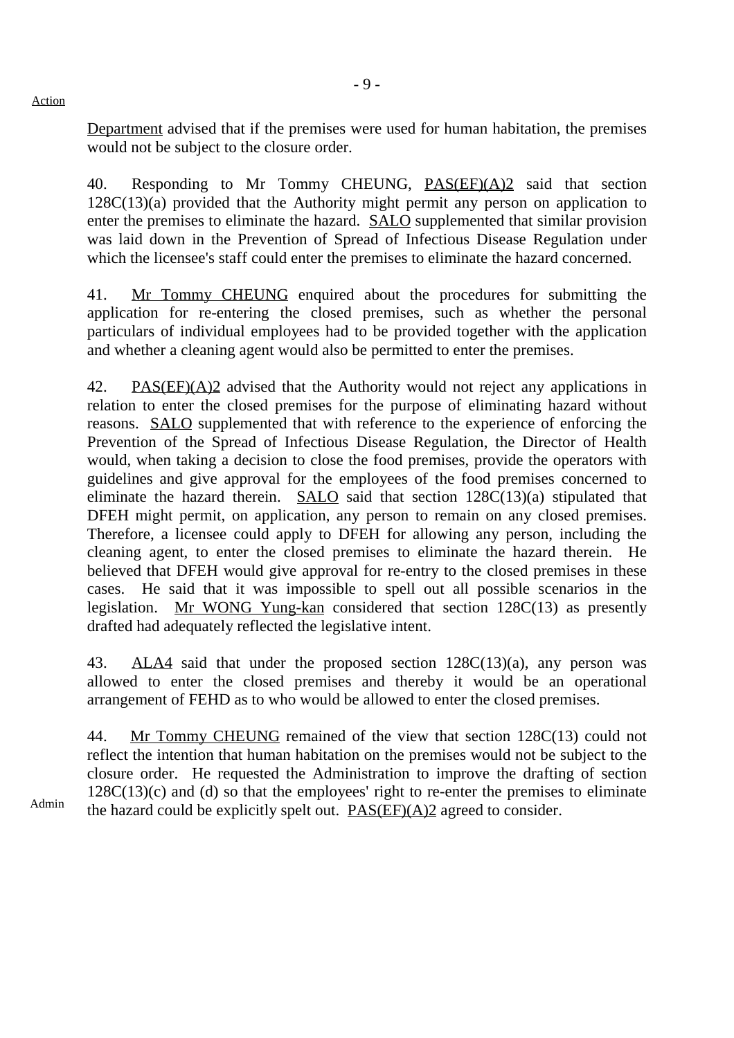Action

Department advised that if the premises were used for human habitation, the premises would not be subject to the closure order.

40. Responding to Mr Tommy CHEUNG, PAS(EF)(A)2 said that section 128C(13)(a) provided that the Authority might permit any person on application to enter the premises to eliminate the hazard. SALO supplemented that similar provision was laid down in the Prevention of Spread of Infectious Disease Regulation under which the licensee's staff could enter the premises to eliminate the hazard concerned.

41. Mr Tommy CHEUNG enquired about the procedures for submitting the application for re-entering the closed premises, such as whether the personal particulars of individual employees had to be provided together with the application and whether a cleaning agent would also be permitted to enter the premises.

42. PAS(EF)(A)2 advised that the Authority would not reject any applications in relation to enter the closed premises for the purpose of eliminating hazard without reasons. SALO supplemented that with reference to the experience of enforcing the Prevention of the Spread of Infectious Disease Regulation, the Director of Health would, when taking a decision to close the food premises, provide the operators with guidelines and give approval for the employees of the food premises concerned to eliminate the hazard therein. SALO said that section 128C(13)(a) stipulated that DFEH might permit, on application, any person to remain on any closed premises. Therefore, a licensee could apply to DFEH for allowing any person, including the cleaning agent, to enter the closed premises to eliminate the hazard therein. He believed that DFEH would give approval for re-entry to the closed premises in these cases. He said that it was impossible to spell out all possible scenarios in the legislation. Mr WONG Yung-kan considered that section 128C(13) as presently drafted had adequately reflected the legislative intent.

43. ALA4 said that under the proposed section 128C(13)(a), any person was allowed to enter the closed premises and thereby it would be an operational arrangement of FEHD as to who would be allowed to enter the closed premises.

44. Mr Tommy CHEUNG remained of the view that section 128C(13) could not reflect the intention that human habitation on the premises would not be subject to the closure order. He requested the Administration to improve the drafting of section 128C(13)(c) and (d) so that the employees' right to re-enter the premises to eliminate the hazard could be explicitly spelt out. PAS(EF)(A)2 agreed to consider.

Admin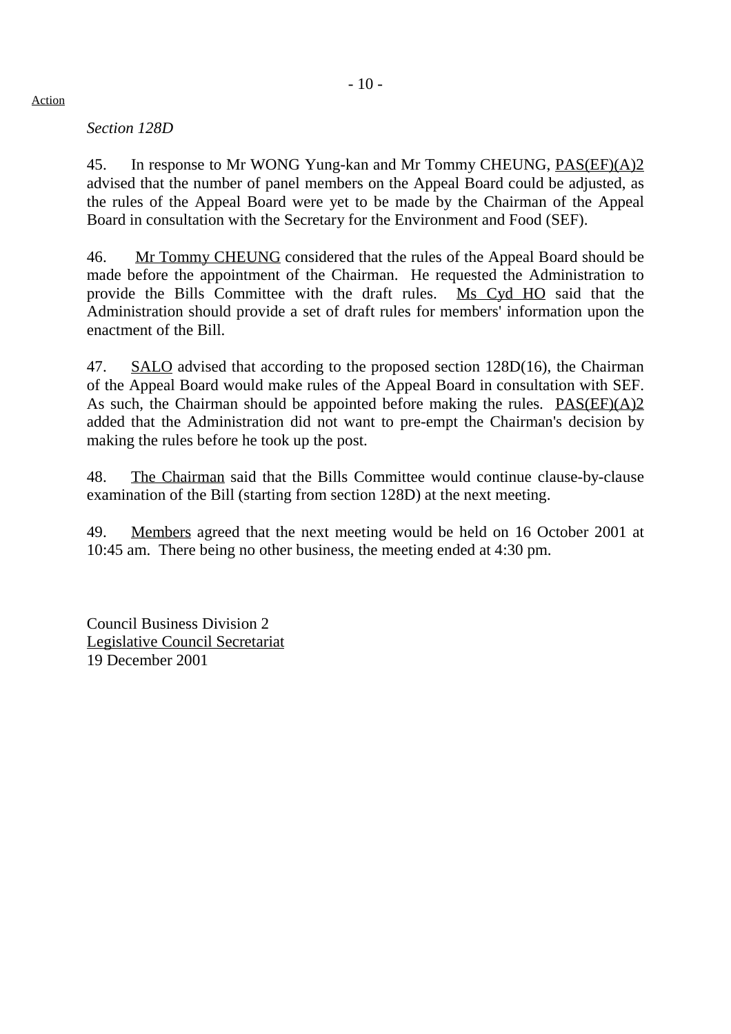Action

*Section 128D*

45. In response to Mr WONG Yung-kan and Mr Tommy CHEUNG, PAS(EF)(A)2 advised that the number of panel members on the Appeal Board could be adjusted, as the rules of the Appeal Board were yet to be made by the Chairman of the Appeal Board in consultation with the Secretary for the Environment and Food (SEF).

46. Mr Tommy CHEUNG considered that the rules of the Appeal Board should be made before the appointment of the Chairman. He requested the Administration to provide the Bills Committee with the draft rules. Ms Cyd HO said that the Administration should provide a set of draft rules for members' information upon the enactment of the Bill.

47. SALO advised that according to the proposed section 128D(16), the Chairman of the Appeal Board would make rules of the Appeal Board in consultation with SEF. As such, the Chairman should be appointed before making the rules. PAS(EF)(A)2 added that the Administration did not want to pre-empt the Chairman's decision by making the rules before he took up the post.

48. The Chairman said that the Bills Committee would continue clause-by-clause examination of the Bill (starting from section 128D) at the next meeting.

49. Members agreed that the next meeting would be held on 16 October 2001 at 10:45 am. There being no other business, the meeting ended at 4:30 pm.

Council Business Division 2
Legislative Council Secretariat
19 December 2001